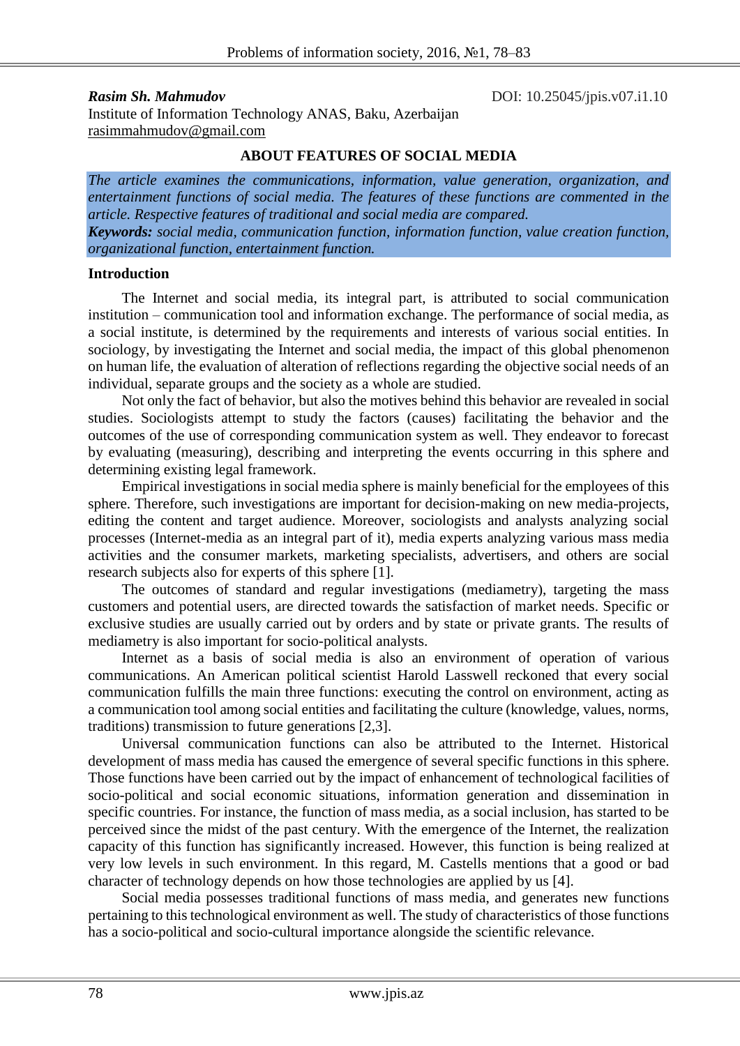**_Rasim Sh. Mahmudov_**

DOI: 10.25045/jpis.v07.i1.10

Institute of Information Technology ANAS, Baku, Azerbaijan
rasimmahmudov@gmail.com

# ABOUT FEATURES OF SOCIAL MEDIA

*The article examines the communications, information, value generation, organization, and entertainment functions of social media. The features of these functions are commented in the article. Respective features of traditional and social media are compared.*

***Keywords:*** *social media, communication function, information function, value creation function, organizational function, entertainment function.*

## Introduction

The Internet and social media, its integral part, is attributed to social communication institution – communication tool and information exchange. The performance of social media, as a social institute, is determined by the requirements and interests of various social entities. In sociology, by investigating the Internet and social media, the impact of this global phenomenon on human life, the evaluation of alteration of reflections regarding the objective social needs of an individual, separate groups and the society as a whole are studied.

Not only the fact of behavior, but also the motives behind this behavior are revealed in social studies. Sociologists attempt to study the factors (causes) facilitating the behavior and the outcomes of the use of corresponding communication system as well. They endeavor to forecast by evaluating (measuring), describing and interpreting the events occurring in this sphere and determining existing legal framework.

Empirical investigations in social media sphere is mainly beneficial for the employees of this sphere. Therefore, such investigations are important for decision-making on new media-projects, editing the content and target audience. Moreover, sociologists and analysts analyzing social processes (Internet-media as an integral part of it), media experts analyzing various mass media activities and the consumer markets, marketing specialists, advertisers, and others are social research subjects also for experts of this sphere [1].

The outcomes of standard and regular investigations (mediametry), targeting the mass customers and potential users, are directed towards the satisfaction of market needs. Specific or exclusive studies are usually carried out by orders and by state or private grants. The results of mediametry is also important for socio-political analysts.

Internet as a basis of social media is also an environment of operation of various communications. An American political scientist Harold Lasswell reckoned that every social communication fulfills the main three functions: executing the control on environment, acting as a communication tool among social entities and facilitating the culture (knowledge, values, norms, traditions) transmission to future generations [2,3].

Universal communication functions can also be attributed to the Internet. Historical development of mass media has caused the emergence of several specific functions in this sphere. Those functions have been carried out by the impact of enhancement of technological facilities of socio-political and social economic situations, information generation and dissemination in specific countries. For instance, the function of mass media, as a social inclusion, has started to be perceived since the midst of the past century. With the emergence of the Internet, the realization capacity of this function has significantly increased. However, this function is being realized at very low levels in such environment. In this regard, M. Castells mentions that a good or bad character of technology depends on how those technologies are applied by us [4].

Social media possesses traditional functions of mass media, and generates new functions pertaining to this technological environment as well. The study of characteristics of those functions has a socio-political and socio-cultural importance alongside the scientific relevance.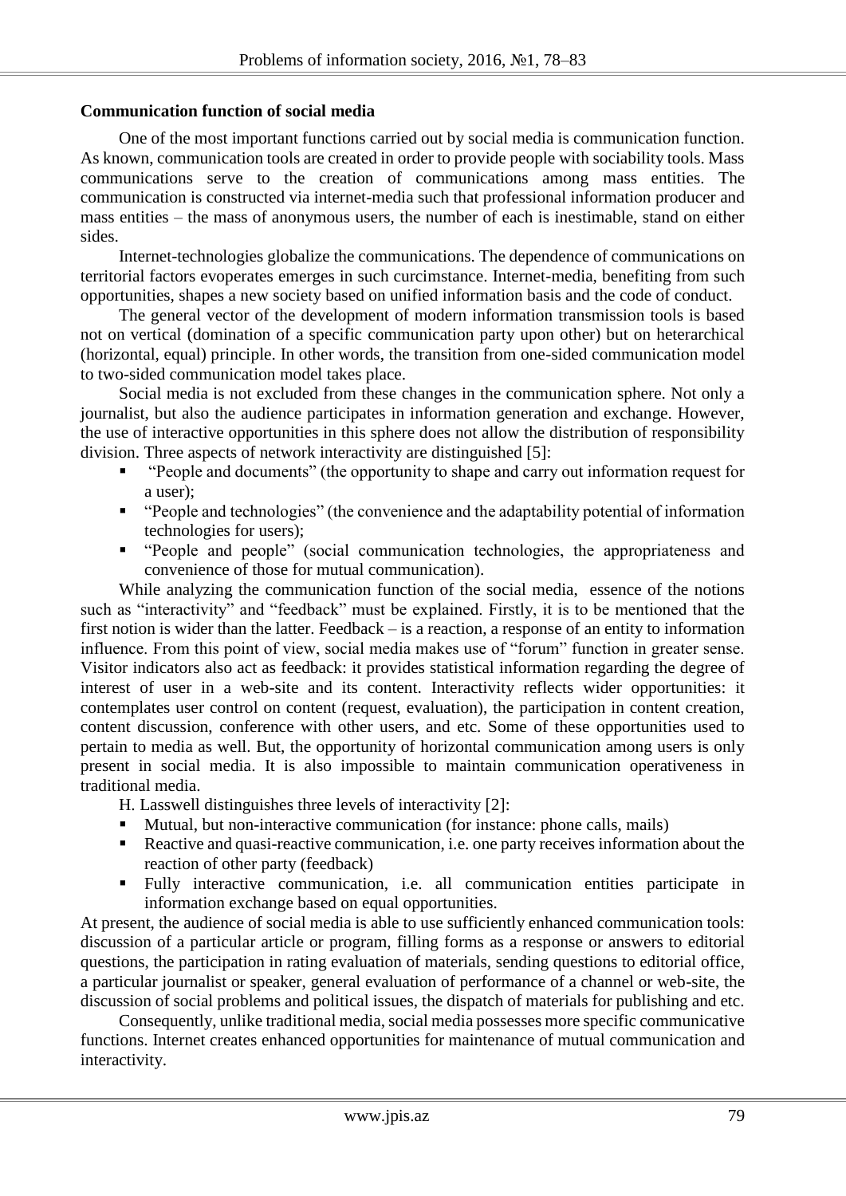**Communication function of social media**

One of the most important functions carried out by social media is communication function. As known, communication tools are created in order to provide people with sociability tools. Mass communications serve to the creation of communications among mass entities. The communication is constructed via internet-media such that professional information producer and mass entities – the mass of anonymous users, the number of each is inestimable, stand on either sides.

Internet-technologies globalize the communications. The dependence of communications on territorial factors evoperates emerges in such curcimstance. Internet-media, benefiting from such opportunities, shapes a new society based on unified information basis and the code of conduct.

The general vector of the development of modern information transmission tools is based not on vertical (domination of a specific communication party upon other) but on heterarchical (horizontal, equal) principle. In other words, the transition from one-sided communication model to two-sided communication model takes place.

Social media is not excluded from these changes in the communication sphere. Not only a journalist, but also the audience participates in information generation and exchange. However, the use of interactive opportunities in this sphere does not allow the distribution of responsibility division. Three aspects of network interactivity are distinguished [5]:

- "People and documents" (the opportunity to shape and carry out information request for a user);
- "People and technologies" (the convenience and the adaptability potential of information technologies for users);
- "People and people" (social communication technologies, the appropriateness and convenience of those for mutual communication).

While analyzing the communication function of the social media, essence of the notions such as "interactivity" and "feedback" must be explained. Firstly, it is to be mentioned that the first notion is wider than the latter. Feedback – is a reaction, a response of an entity to information influence. From this point of view, social media makes use of "forum" function in greater sense. Visitor indicators also act as feedback: it provides statistical information regarding the degree of interest of user in a web-site and its content. Interactivity reflects wider opportunities: it contemplates user control on content (request, evaluation), the participation in content creation, content discussion, conference with other users, and etc. Some of these opportunities used to pertain to media as well. But, the opportunity of horizontal communication among users is only present in social media. It is also impossible to maintain communication operativeness in traditional media.

H. Lasswell distinguishes three levels of interactivity [2]:

- Mutual, but non-interactive communication (for instance: phone calls, mails)
- Reactive and quasi-reactive communication, i.e. one party receives information about the reaction of other party (feedback)
- Fully interactive communication, i.e. all communication entities participate in information exchange based on equal opportunities.

At present, the audience of social media is able to use sufficiently enhanced communication tools: discussion of a particular article or program, filling forms as a response or answers to editorial questions, the participation in rating evaluation of materials, sending questions to editorial office, a particular journalist or speaker, general evaluation of performance of a channel or web-site, the discussion of social problems and political issues, the dispatch of materials for publishing and etc.

Consequently, unlike traditional media, social media possesses more specific communicative functions. Internet creates enhanced opportunities for maintenance of mutual communication and interactivity.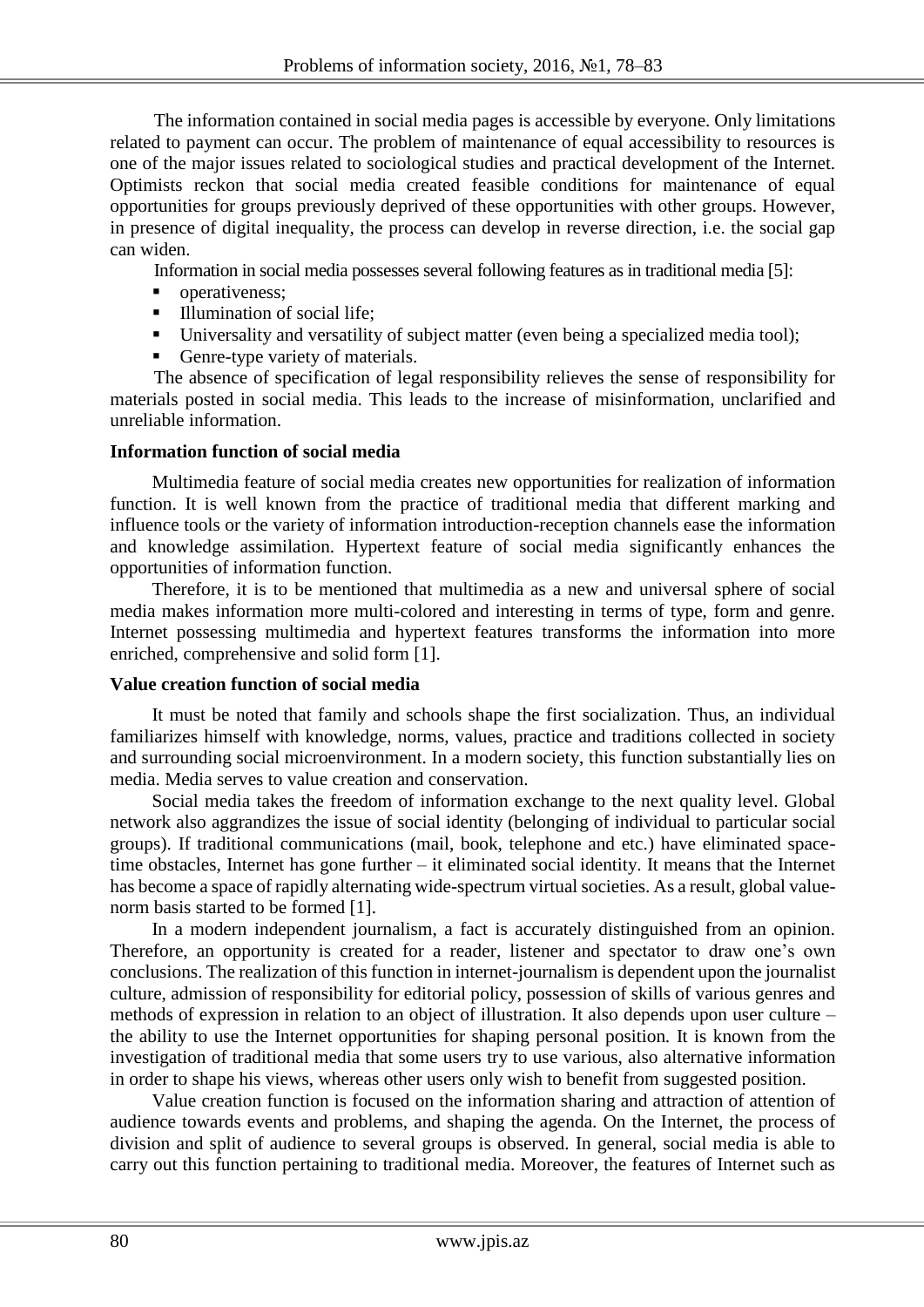The information contained in social media pages is accessible by everyone. Only limitations related to payment can occur. The problem of maintenance of equal accessibility to resources is one of the major issues related to sociological studies and practical development of the Internet. Optimists reckon that social media created feasible conditions for maintenance of equal opportunities for groups previously deprived of these opportunities with other groups. However, in presence of digital inequality, the process can develop in reverse direction, i.e. the social gap can widen.

Information in social media possesses several following features as in traditional media [5]:

- operativeness;
- Illumination of social life;
- Universality and versatility of subject matter (even being a specialized media tool);
- Genre-type variety of materials.

The absence of specification of legal responsibility relieves the sense of responsibility for materials posted in social media. This leads to the increase of misinformation, unclarified and unreliable information.

**Information function of social media**

Multimedia feature of social media creates new opportunities for realization of information function. It is well known from the practice of traditional media that different marking and influence tools or the variety of information introduction-reception channels ease the information and knowledge assimilation. Hypertext feature of social media significantly enhances the opportunities of information function.

Therefore, it is to be mentioned that multimedia as a new and universal sphere of social media makes information more multi-colored and interesting in terms of type, form and genre. Internet possessing multimedia and hypertext features transforms the information into more enriched, comprehensive and solid form [1].

**Value creation function of social media**

It must be noted that family and schools shape the first socialization. Thus, an individual familiarizes himself with knowledge, norms, values, practice and traditions collected in society and surrounding social microenvironment. In a modern society, this function substantially lies on media. Media serves to value creation and conservation.

Social media takes the freedom of information exchange to the next quality level. Global network also aggrandizes the issue of social identity (belonging of individual to particular social groups). If traditional communications (mail, book, telephone and etc.) have eliminated space-time obstacles, Internet has gone further – it eliminated social identity. It means that the Internet has become a space of rapidly alternating wide-spectrum virtual societies. As a result, global value-norm basis started to be formed [1].

In a modern independent journalism, a fact is accurately distinguished from an opinion. Therefore, an opportunity is created for a reader, listener and spectator to draw one's own conclusions. The realization of this function in internet-journalism is dependent upon the journalist culture, admission of responsibility for editorial policy, possession of skills of various genres and methods of expression in relation to an object of illustration. It also depends upon user culture – the ability to use the Internet opportunities for shaping personal position. It is known from the investigation of traditional media that some users try to use various, also alternative information in order to shape his views, whereas other users only wish to benefit from suggested position.

Value creation function is focused on the information sharing and attraction of attention of audience towards events and problems, and shaping the agenda. On the Internet, the process of division and split of audience to several groups is observed. In general, social media is able to carry out this function pertaining to traditional media. Moreover, the features of Internet such as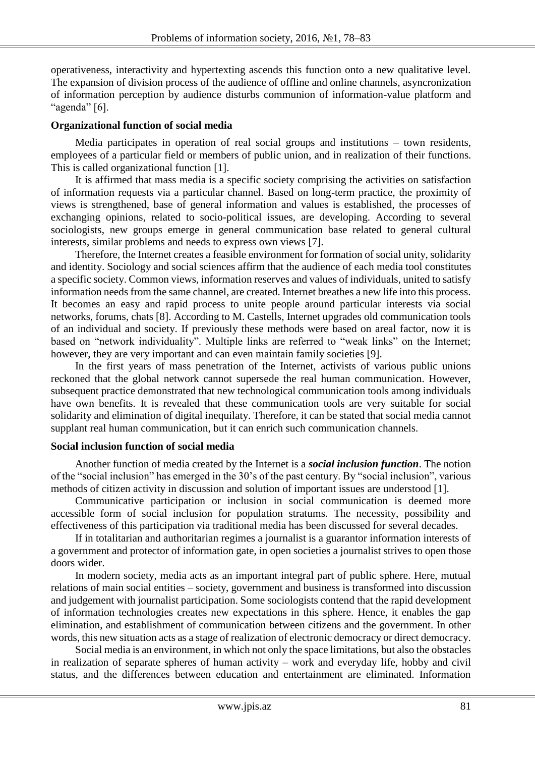operativeness, interactivity and hypertexting ascends this function onto a new qualitative level. The expansion of division process of the audience of offline and online channels, asyncronization of information perception by audience disturbs communion of information-value platform and "agenda" [6].

**Organizational function of social media**

Media participates in operation of real social groups and institutions – town residents, employees of a particular field or members of public union, and in realization of their functions. This is called organizational function [1].

It is affirmed that mass media is a specific society comprising the activities on satisfaction of information requests via a particular channel. Based on long-term practice, the proximity of views is strengthened, base of general information and values is established, the processes of exchanging opinions, related to socio-political issues, are developing. According to several sociologists, new groups emerge in general communication base related to general cultural interests, similar problems and needs to express own views [7].

Therefore, the Internet creates a feasible environment for formation of social unity, solidarity and identity. Sociology and social sciences affirm that the audience of each media tool constitutes a specific society. Common views, information reserves and values of individuals, united to satisfy information needs from the same channel, are created. Internet breathes a new life into this process. It becomes an easy and rapid process to unite people around particular interests via social networks, forums, chats [8]. According to M. Castells, Internet upgrades old communication tools of an individual and society. If previously these methods were based on areal factor, now it is based on "network individuality". Multiple links are referred to "weak links" on the Internet; however, they are very important and can even maintain family societies [9].

In the first years of mass penetration of the Internet, activists of various public unions reckoned that the global network cannot supersede the real human communication. However, subsequent practice demonstrated that new technological communication tools among individuals have own benefits. It is revealed that these communication tools are very suitable for social solidarity and elimination of digital inequilaty. Therefore, it can be stated that social media cannot supplant real human communication, but it can enrich such communication channels.

**Social inclusion function of social media**

Another function of media created by the Internet is a ***social inclusion function***. The notion of the "social inclusion" has emerged in the 30's of the past century. By "social inclusion", various methods of citizen activity in discussion and solution of important issues are understood [1].

Communicative participation or inclusion in social communication is deemed more accessible form of social inclusion for population stratums. The necessity, possibility and effectiveness of this participation via traditional media has been discussed for several decades.

If in totalitarian and authoritarian regimes a journalist is a guarantor information interests of a government and protector of information gate, in open societies a journalist strives to open those doors wider.

In modern society, media acts as an important integral part of public sphere. Here, mutual relations of main social entities – society, government and business is transformed into discussion and judgement with journalist participation. Some sociologists contend that the rapid development of information technologies creates new expectations in this sphere. Hence, it enables the gap elimination, and establishment of communication between citizens and the government. In other words, this new situation acts as a stage of realization of electronic democracy or direct democracy.

Social media is an environment, in which not only the space limitations, but also the obstacles in realization of separate spheres of human activity – work and everyday life, hobby and civil status, and the differences between education and entertainment are eliminated. Information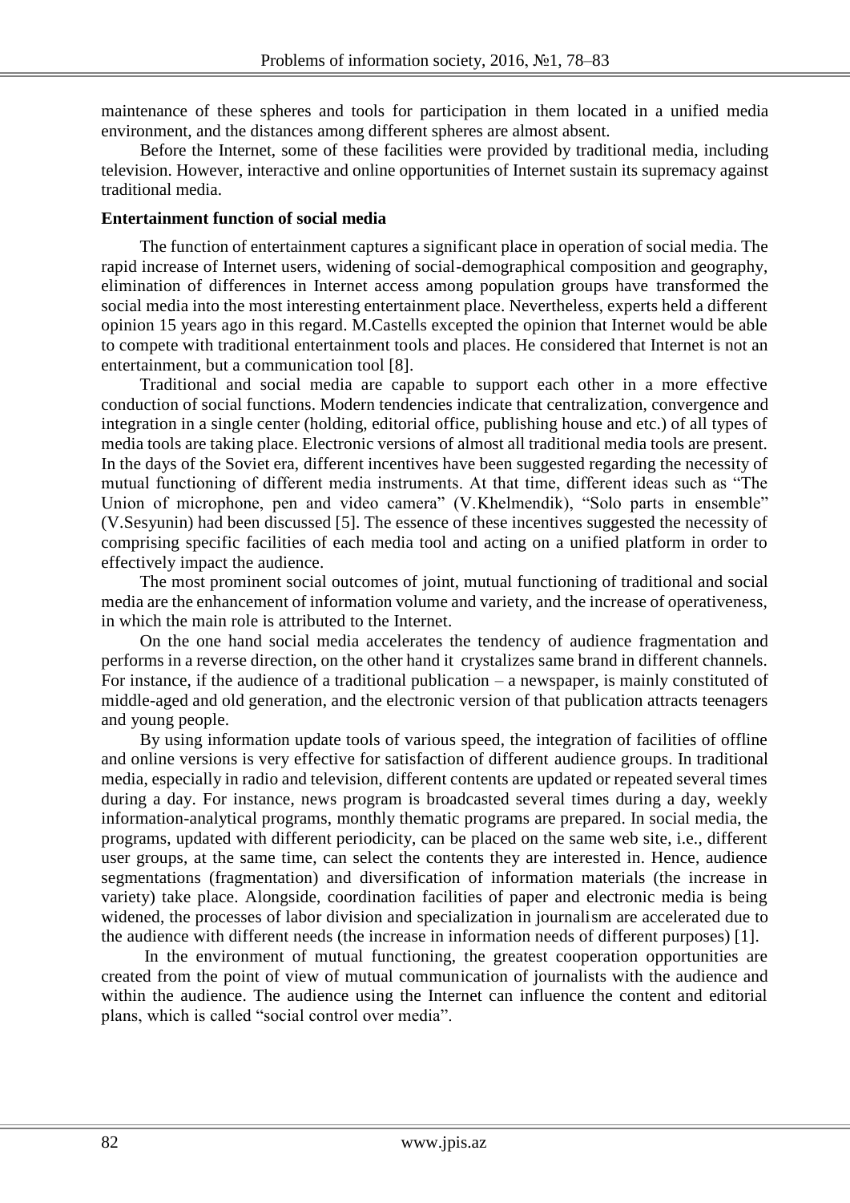maintenance of these spheres and tools for participation in them located in a unified media environment, and the distances among different spheres are almost absent.

Before the Internet, some of these facilities were provided by traditional media, including television. However, interactive and online opportunities of Internet sustain its supremacy against traditional media.

**Entertainment function of social media**

The function of entertainment captures a significant place in operation of social media. The rapid increase of Internet users, widening of social-demographical composition and geography, elimination of differences in Internet access among population groups have transformed the social media into the most interesting entertainment place. Nevertheless, experts held a different opinion 15 years ago in this regard. M.Castells excepted the opinion that Internet would be able to compete with traditional entertainment tools and places. He considered that Internet is not an entertainment, but a communication tool [8].

Traditional and social media are capable to support each other in a more effective conduction of social functions. Modern tendencies indicate that centralization, convergence and integration in a single center (holding, editorial office, publishing house and etc.) of all types of media tools are taking place. Electronic versions of almost all traditional media tools are present. In the days of the Soviet era, different incentives have been suggested regarding the necessity of mutual functioning of different media instruments. At that time, different ideas such as "The Union of microphone, pen and video camera" (V.Khelmendik), "Solo parts in ensemble" (V.Sesyunin) had been discussed [5]. The essence of these incentives suggested the necessity of comprising specific facilities of each media tool and acting on a unified platform in order to effectively impact the audience.

The most prominent social outcomes of joint, mutual functioning of traditional and social media are the enhancement of information volume and variety, and the increase of operativeness, in which the main role is attributed to the Internet.

On the one hand social media accelerates the tendency of audience fragmentation and performs in a reverse direction, on the other hand it crystalizes same brand in different channels. For instance, if the audience of a traditional publication – a newspaper, is mainly constituted of middle-aged and old generation, and the electronic version of that publication attracts teenagers and young people.

By using information update tools of various speed, the integration of facilities of offline and online versions is very effective for satisfaction of different audience groups. In traditional media, especially in radio and television, different contents are updated or repeated several times during a day. For instance, news program is broadcasted several times during a day, weekly information-analytical programs, monthly thematic programs are prepared. In social media, the programs, updated with different periodicity, can be placed on the same web site, i.e., different user groups, at the same time, can select the contents they are interested in. Hence, audience segmentations (fragmentation) and diversification of information materials (the increase in variety) take place. Alongside, coordination facilities of paper and electronic media is being widened, the processes of labor division and specialization in journalism are accelerated due to the audience with different needs (the increase in information needs of different purposes) [1].

In the environment of mutual functioning, the greatest cooperation opportunities are created from the point of view of mutual communication of journalists with the audience and within the audience. The audience using the Internet can influence the content and editorial plans, which is called "social control over media".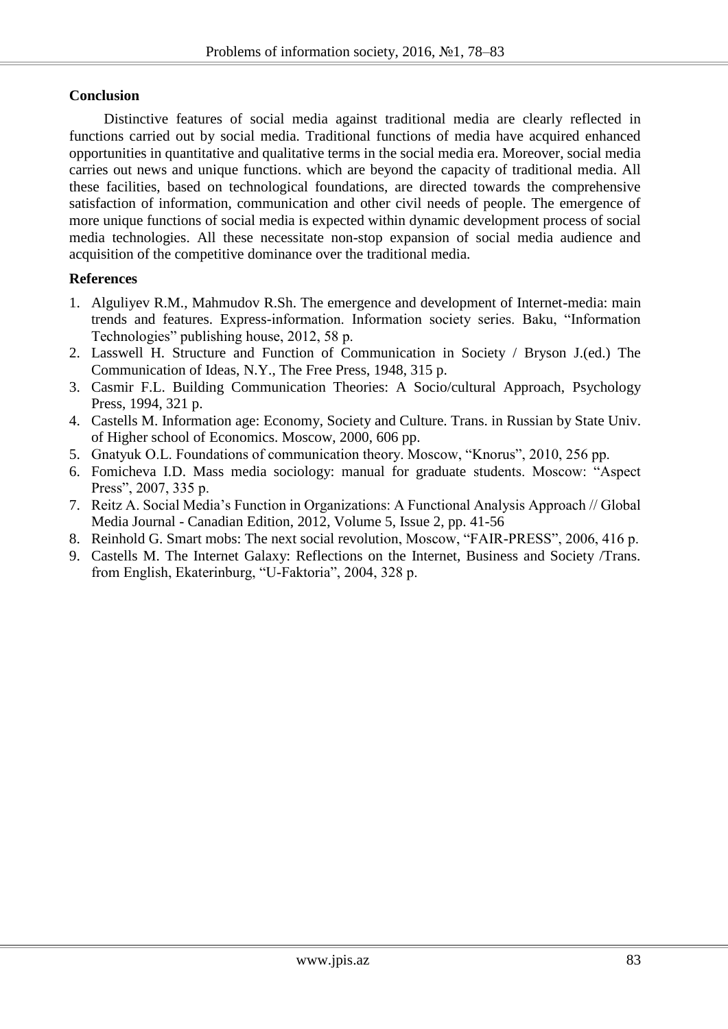## Conclusion

Distinctive features of social media against traditional media are clearly reflected in functions carried out by social media. Traditional functions of media have acquired enhanced opportunities in quantitative and qualitative terms in the social media era. Moreover, social media carries out news and unique functions. which are beyond the capacity of traditional media. All these facilities, based on technological foundations, are directed towards the comprehensive satisfaction of information, communication and other civil needs of people. The emergence of more unique functions of social media is expected within dynamic development process of social media technologies. All these necessitate non-stop expansion of social media audience and acquisition of the competitive dominance over the traditional media.

## References

1. Alguliyev R.M., Mahmudov R.Sh. The emergence and development of Internet-media: main trends and features. Express-information. Information society series. Baku, "Information Technologies" publishing house, 2012, 58 p.
2. Lasswell H. Structure and Function of Communication in Society / Bryson J.(ed.) The Communication of Ideas, N.Y., The Free Press, 1948, 315 p.
3. Casmir F.L. Building Communication Theories: A Socio/cultural Approach, Psychology Press, 1994, 321 p.
4. Castells M. Information age: Economy, Society and Culture. Trans. in Russian by State Univ. of Higher school of Economics. Moscow, 2000, 606 pp.
5. Gnatyuk O.L. Foundations of communication theory. Moscow, "Knorus", 2010, 256 pp.
6. Fomicheva I.D. Mass media sociology: manual for graduate students. Moscow: "Aspect Press", 2007, 335 p.
7. Reitz A. Social Media's Function in Organizations: A Functional Analysis Approach // Global Media Journal - Canadian Edition, 2012, Volume 5, Issue 2, pp. 41-56
8. Reinhold G. Smart mobs: The next social revolution, Moscow, "FAIR-PRESS", 2006, 416 p.
9. Castells M. The Internet Galaxy: Reflections on the Internet, Business and Society /Trans. from English, Ekaterinburg, "U-Faktoria", 2004, 328 p.